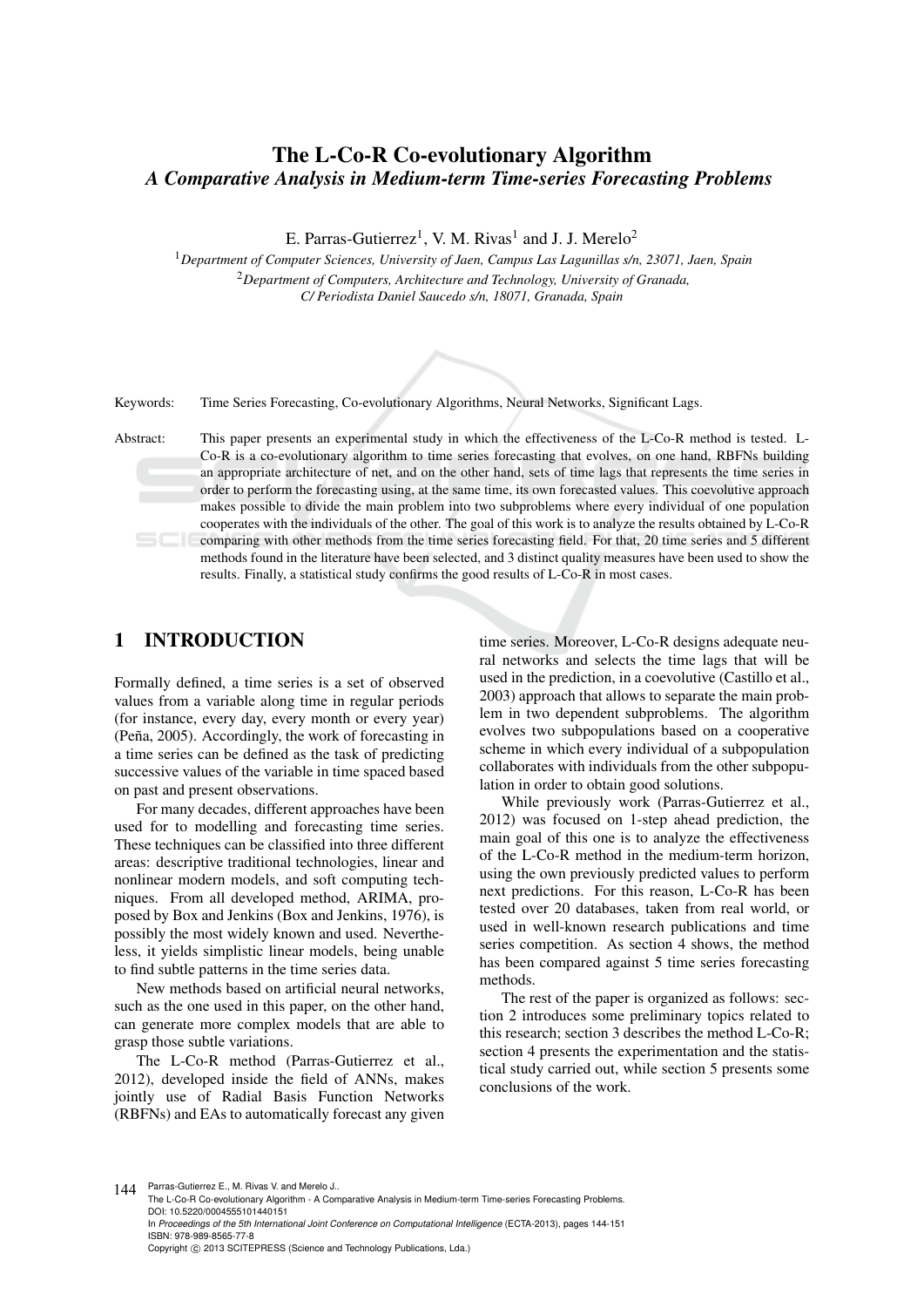# The L-Co-R Co-evolutionary Algorithm

## *A Comparative Analysis in Medium-term Time-series Forecasting Problems*

E. Parras-Gutierrez[1], V. M. Rivas[1] and J. J. Merelo[2]

[1]*Department of Computer Sciences, University of Jaen, Campus Las Lagunillas s/n, 23071, Jaen, Spain*

[2]*Department of Computers, Architecture and Technology, University of Granada, C/ Periodista Daniel Saucedo s/n, 18071, Granada, Spain*

Keywords: Time Series Forecasting, Co-evolutionary Algorithms, Neural Networks, Significant Lags.

Abstract: This paper presents an experimental study in which the effectiveness of the L-Co-R method is tested. L-Co-R is a co-evolutionary algorithm to time series forecasting that evolves, on one hand, RBFNs building an appropriate architecture of net, and on the other hand, sets of time lags that represents the time series in order to perform the forecasting using, at the same time, its own forecasted values. This coevolutive approach makes possible to divide the main problem into two subproblems where every individual of one population cooperates with the individuals of the other. The goal of this work is to analyze the results obtained by L-Co-R comparing with other methods from the time series forecasting field. For that, 20 time series and 5 different methods found in the literature have been selected, and 3 distinct quality measures have been used to show the results. Finally, a statistical study confirms the good results of L-Co-R in most cases.

## 1 INTRODUCTION

Formally defined, a time series is a set of observed values from a variable along time in regular periods (for instance, every day, every month or every year) (Peña, 2005). Accordingly, the work of forecasting in a time series can be defined as the task of predicting successive values of the variable in time spaced based on past and present observations.

For many decades, different approaches have been used for to modelling and forecasting time series. These techniques can be classified into three different areas: descriptive traditional technologies, linear and nonlinear modern models, and soft computing techniques. From all developed method, ARIMA, proposed by Box and Jenkins (Box and Jenkins, 1976), is possibly the most widely known and used. Nevertheless, it yields simplistic linear models, being unable to find subtle patterns in the time series data.

New methods based on artificial neural networks, such as the one used in this paper, on the other hand, can generate more complex models that are able to grasp those subtle variations.

The L-Co-R method (Parras-Gutierrez et al., 2012), developed inside the field of ANNs, makes jointly use of Radial Basis Function Networks (RBFNs) and EAs to automatically forecast any given time series. Moreover, L-Co-R designs adequate neural networks and selects the time lags that will be used in the prediction, in a coevolutive (Castillo et al., 2003) approach that allows to separate the main problem in two dependent subproblems. The algorithm evolves two subpopulations based on a cooperative scheme in which every individual of a subpopulation collaborates with individuals from the other subpopulation in order to obtain good solutions.

While previously work (Parras-Gutierrez et al., 2012) was focused on 1-step ahead prediction, the main goal of this one is to analyze the effectiveness of the L-Co-R method in the medium-term horizon, using the own previously predicted values to perform next predictions. For this reason, L-Co-R has been tested over 20 databases, taken from real world, or used in well-known research publications and time series competition. As section 4 shows, the method has been compared against 5 time series forecasting methods.

The rest of the paper is organized as follows: section 2 introduces some preliminary topics related to this research; section 3 describes the method L-Co-R; section 4 presents the experimentation and the statistical study carried out, while section 5 presents some conclusions of the work.

Parras-Gutierrez E., M. Rivas V. and Merelo J..
The L-Co-R Co-evolutionary Algorithm - A Comparative Analysis in Medium-term Time-series Forecasting Problems.
DOI: 10.5220/0004555101440151
In *Proceedings of the 5th International Joint Conference on Computational Intelligence* (ECTA-2013), pages 144-151
ISBN: 978-989-8565-77-8
Copyright © 2013 SCITEPRESS (Science and Technology Publications, Lda.)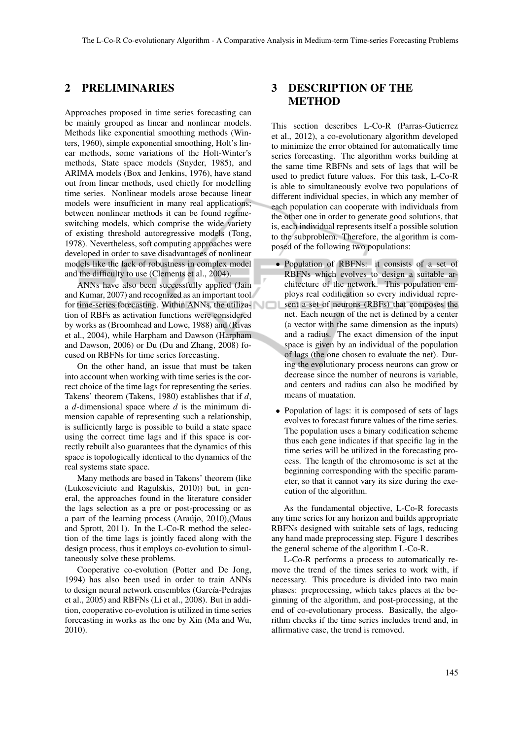## 2 PRELIMINARIES

Approaches proposed in time series forecasting can be mainly grouped as linear and nonlinear models. Methods like exponential smoothing methods (Winters, 1960), simple exponential smoothing, Holt's linear methods, some variations of the Holt-Winter's methods, State space models (Snyder, 1985), and ARIMA models (Box and Jenkins, 1976), have stand out from linear methods, used chiefly for modelling time series. Nonlinear models arose because linear models were insufficient in many real applications; between nonlinear methods it can be found regime-switching models, which comprise the wide variety of existing threshold autoregressive models (Tong, 1978). Nevertheless, soft computing approaches were developed in order to save disadvantages of nonlinear models like the lack of robustness in complex model and the difficulty to use (Clements et al., 2004).

ANNs have also been successfully applied (Jain and Kumar, 2007) and recognized as an important tool for time-series forecasting. Within ANNs, the utilization of RBFs as activation functions were considered by works as (Broomhead and Lowe, 1988) and (Rivas et al., 2004), while Harpham and Dawson (Harpham and Dawson, 2006) or Du (Du and Zhang, 2008) focused on RBFNs for time series forecasting.

On the other hand, an issue that must be taken into account when working with time series is the correct choice of the time lags for representing the series. Takens' theorem (Takens, 1980) establishes that if $d$, a $d$-dimensional space where $d$ is the minimum dimension capable of representing such a relationship, is sufficiently large is possible to build a state space using the correct time lags and if this space is correctly rebuilt also guarantees that the dynamics of this space is topologically identical to the dynamics of the real systems state space.

Many methods are based in Takens' theorem (like (Lukoseviciute and Ragulskis, 2010)) but, in general, the approaches found in the literature consider the lags selection as a pre or post-processing or as a part of the learning process (Araújo, 2010),(Maus and Sprott, 2011). In the L-Co-R method the selection of the time lags is jointly faced along with the design process, thus it employs co-evolution to simultaneously solve these problems.

Cooperative co-evolution (Potter and De Jong, 1994) has also been used in order to train ANNs to design neural network ensembles (García-Pedrajas et al., 2005) and RBFNs (Li et al., 2008). But in addition, cooperative co-evolution is utilized in time series forecasting in works as the one by Xin (Ma and Wu, 2010).

## 3 DESCRIPTION OF THE METHOD

This section describes L-Co-R (Parras-Gutierrez et al., 2012), a co-evolutionary algorithm developed to minimize the error obtained for automatically time series forecasting. The algorithm works building at the same time RBFNs and sets of lags that will be used to predict future values. For this task, L-Co-R is able to simultaneously evolve two populations of different individual species, in which any member of each population can cooperate with individuals from the other one in order to generate good solutions, that is, each individual represents itself a possible solution to the subproblem. Therefore, the algorithm is composed of the following two populations:

- Population of RBFNs: it consists of a set of RBFNs which evolves to design a suitable architecture of the network. This population employs real codification so every individual represent a set of neurons (RBFs) that composes the net. Each neuron of the net is defined by a center (a vector with the same dimension as the inputs) and a radius. The exact dimension of the input space is given by an individual of the population of lags (the one chosen to evaluate the net). During the evolutionary process neurons can grow or decrease since the number of neurons is variable, and centers and radius can also be modified by means of muatation.
- Population of lags: it is composed of sets of lags evolves to forecast future values of the time series. The population uses a binary codification scheme thus each gene indicates if that specific lag in the time series will be utilized in the forecasting process. The length of the chromosome is set at the beginning corresponding with the specific parameter, so that it cannot vary its size during the execution of the algorithm.

As the fundamental objective, L-Co-R forecasts any time series for any horizon and builds appropriate RBFNs designed with suitable sets of lags, reducing any hand made preprocessing step. Figure 1 describes the general scheme of the algorithm L-Co-R.

L-Co-R performs a process to automatically remove the trend of the times series to work with, if necessary. This procedure is divided into two main phases: preprocessing, which takes places at the beginning of the algorithm, and post-processing, at the end of co-evolutionary process. Basically, the algorithm checks if the time series includes trend and, in affirmative case, the trend is removed.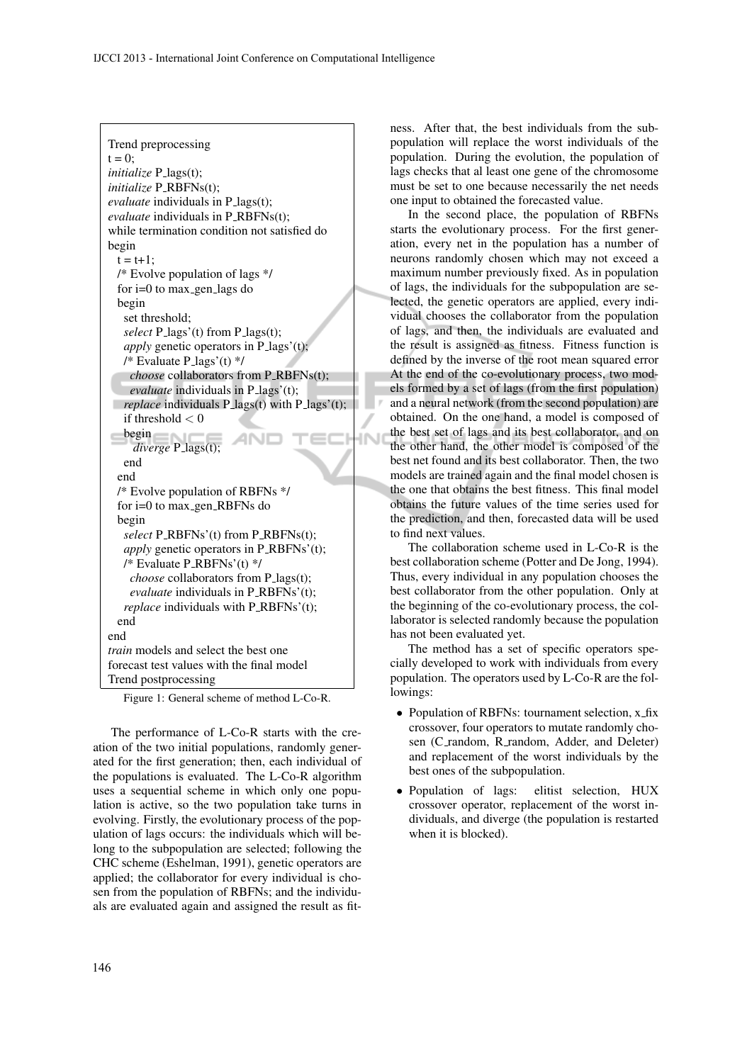```
Trend preprocessing
t = 0;
initialize P_lags(t);
initialize P_RBFNs(t);
evaluate individuals in P_lags(t);
evaluate individuals in P_RBFNs(t);
while termination condition not satisfied do
begin
  t = t+1;
  /* Evolve population of lags */
  for i=0 to max_gen_lags do
  begin
    set threshold;
    select P_lags'(t) from P_lags(t);
    apply genetic operators in P_lags'(t);
    /* Evaluate P_lags'(t) */
      choose collaborators from P_RBFNs(t);
      evaluate individuals in P_lags'(t);
    replace individuals P_lags(t) with P_lags'(t);
    if threshold < 0
    begin
      diverge P_lags(t);
    end
  end
  /* Evolve population of RBFNs */
  for i=0 to max_gen_RBFNs do
  begin
    select P_RBFNs'(t) from P_RBFNs(t);
    apply genetic operators in P_RBFNs'(t);
    /* Evaluate P_RBFNs'(t) */
      choose collaborators from P_lags(t);
      evaluate individuals in P_RBFNs'(t);
    replace individuals with P_RBFNs'(t);
  end
end
train models and select the best one
forecast test values with the final model
Trend postprocessing
```

Figure 1: General scheme of method L-Co-R.

The performance of L-Co-R starts with the creation of the two initial populations, randomly generated for the first generation; then, each individual of the populations is evaluated. The L-Co-R algorithm uses a sequential scheme in which only one population is active, so the two population take turns in evolving. Firstly, the evolutionary process of the population of lags occurs: the individuals which will belong to the subpopulation are selected; following the CHC scheme (Eshelman, 1991), genetic operators are applied; the collaborator for every individual is chosen from the population of RBFNs; and the individuals are evaluated again and assigned the result as fitness. After that, the best individuals from the subpopulation will replace the worst individuals of the population. During the evolution, the population of lags checks that al least one gene of the chromosome must be set to one because necessarily the net needs one input to obtained the forecasted value.

In the second place, the population of RBFNs starts the evolutionary process. For the first generation, every net in the population has a number of neurons randomly chosen which may not exceed a maximum number previously fixed. As in population of lags, the individuals for the subpopulation are selected, the genetic operators are applied, every individual chooses the collaborator from the population of lags, and then, the individuals are evaluated and the result is assigned as fitness. Fitness function is defined by the inverse of the root mean squared error At the end of the co-evolutionary process, two models formed by a set of lags (from the first population) and a neural network (from the second population) are obtained. On the one hand, a model is composed of the best set of lags and its best collaborator, and on the other hand, the other model is composed of the best net found and its best collaborator. Then, the two models are trained again and the final model chosen is the one that obtains the best fitness. This final model obtains the future values of the time series used for the prediction, and then, forecasted data will be used to find next values.

The collaboration scheme used in L-Co-R is the best collaboration scheme (Potter and De Jong, 1994). Thus, every individual in any population chooses the best collaborator from the other population. Only at the beginning of the co-evolutionary process, the collaborator is selected randomly because the population has not been evaluated yet.

The method has a set of specific operators specially developed to work with individuals from every population. The operators used by L-Co-R are the followings:

- Population of RBFNs: tournament selection, x_fix crossover, four operators to mutate randomly chosen (C_random, R_random, Adder, and Deleter) and replacement of the worst individuals by the best ones of the subpopulation.
- Population of lags: elitist selection, HUX crossover operator, replacement of the worst individuals, and diverge (the population is restarted when it is blocked).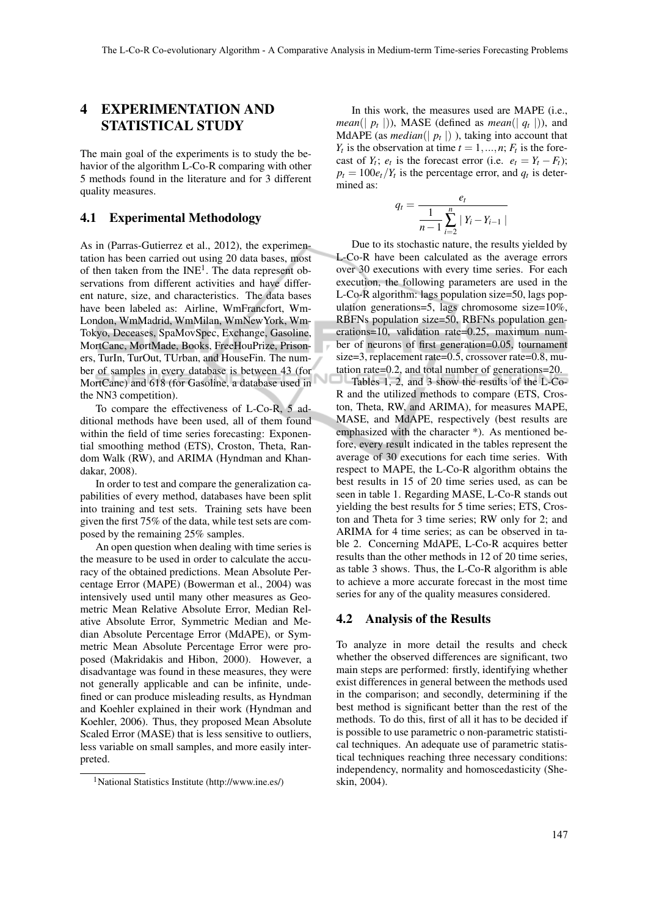## 4 EXPERIMENTATION AND STATISTICAL STUDY

The main goal of the experiments is to study the behavior of the algorithm L-Co-R comparing with other 5 methods found in the literature and for 3 different quality measures.

### 4.1 Experimental Methodology

As in (Parras-Gutierrez et al., 2012), the experimentation has been carried out using 20 data bases, most of then taken from the INE[1]. The data represent observations from different activities and have different nature, size, and characteristics. The data bases have been labeled as: Airline, WmFrancfort, WmLondon, WmMadrid, WmMilan, WmNewYork, WmTokyo, Deceases, SpaMovSpec, Exchange, Gasoline, MortCanc, MortMade, Books, FreeHouPrize, Prisoners, TurIn, TurOut, TUrban, and HouseFin. The number of samples in every database is between 43 (for MortCanc) and 618 (for Gasoline, a database used in the NN3 competition).

To compare the effectiveness of L-Co-R, 5 additional methods have been used, all of them found within the field of time series forecasting: Exponential smoothing method (ETS), Croston, Theta, Random Walk (RW), and ARIMA (Hyndman and Khandakar, 2008).

In order to test and compare the generalization capabilities of every method, databases have been split into training and test sets. Training sets have been given the first 75% of the data, while test sets are composed by the remaining 25% samples.

An open question when dealing with time series is the measure to be used in order to calculate the accuracy of the obtained predictions. Mean Absolute Percentage Error (MAPE) (Bowerman et al., 2004) was intensively used until many other measures as Geometric Mean Relative Absolute Error, Median Relative Absolute Error, Symmetric Median and Median Absolute Percentage Error (MdAPE), or Symmetric Mean Absolute Percentage Error were proposed (Makridakis and Hibon, 2000). However, a disadvantage was found in these measures, they were not generally applicable and can be infinite, undefined or can produce misleading results, as Hyndman and Koehler explained in their work (Hyndman and Koehler, 2006). Thus, they proposed Mean Absolute Scaled Error (MASE) that is less sensitive to outliers, less variable on small samples, and more easily interpreted.

[1] National Statistics Institute (http://www.ine.es/)

In this work, the measures used are MAPE (i.e., $mean(|p_t|)$), MASE (defined as $mean(|q_t|)$), and MdAPE (as $median(|p_t|)$ ), taking into account that $Y_t$ is the observation at time $t = 1, ..., n$; $F_t$ is the forecast of $Y_t$; $e_t$ is the forecast error (i.e. $e_t = Y_t - F_t$); $p_t = 100e_t/Y_t$ is the percentage error, and $q_t$ is determined as:

$$q_t = \frac{e_t}{\frac{1}{n-1}\sum_{i=2}^{n} |Y_i - Y_{i-1}|}$$

Due to its stochastic nature, the results yielded by L-Co-R have been calculated as the average errors over 30 executions with every time series. For each execution, the following parameters are used in the L-Co-R algorithm: lags population size=50, lags population generations=5, lags chromosome size=10%, RBFNs population size=50, RBFNs population generations=10, validation rate=0.25, maximum number of neurons of first generation=0.05, tournament size=3, replacement rate=0.5, crossover rate=0.8, mutation rate=0.2, and total number of generations=20.

Tables 1, 2, and 3 show the results of the L-Co-R and the utilized methods to compare (ETS, Croston, Theta, RW, and ARIMA), for measures MAPE, MASE, and MdAPE, respectively (best results are emphasized with the character *). As mentioned before, every result indicated in the tables represent the average of 30 executions for each time series. With respect to MAPE, the L-Co-R algorithm obtains the best results in 15 of 20 time series used, as can be seen in table 1. Regarding MASE, L-Co-R stands out yielding the best results for 5 time series; ETS, Croston and Theta for 3 time series; RW only for 2; and ARIMA for 4 time series; as can be observed in table 2. Concerning MdAPE, L-Co-R acquires better results than the other methods in 12 of 20 time series, as table 3 shows. Thus, the L-Co-R algorithm is able to achieve a more accurate forecast in the most time series for any of the quality measures considered.

### 4.2 Analysis of the Results

To analyze in more detail the results and check whether the observed differences are significant, two main steps are performed: firstly, identifying whether exist differences in general between the methods used in the comparison; and secondly, determining if the best method is significant better than the rest of the methods. To do this, first of all it has to be decided if is possible to use parametric o non-parametric statistical techniques. An adequate use of parametric statistical techniques reaching three necessary conditions: independency, normality and homoscedasticity (Sheskin, 2004).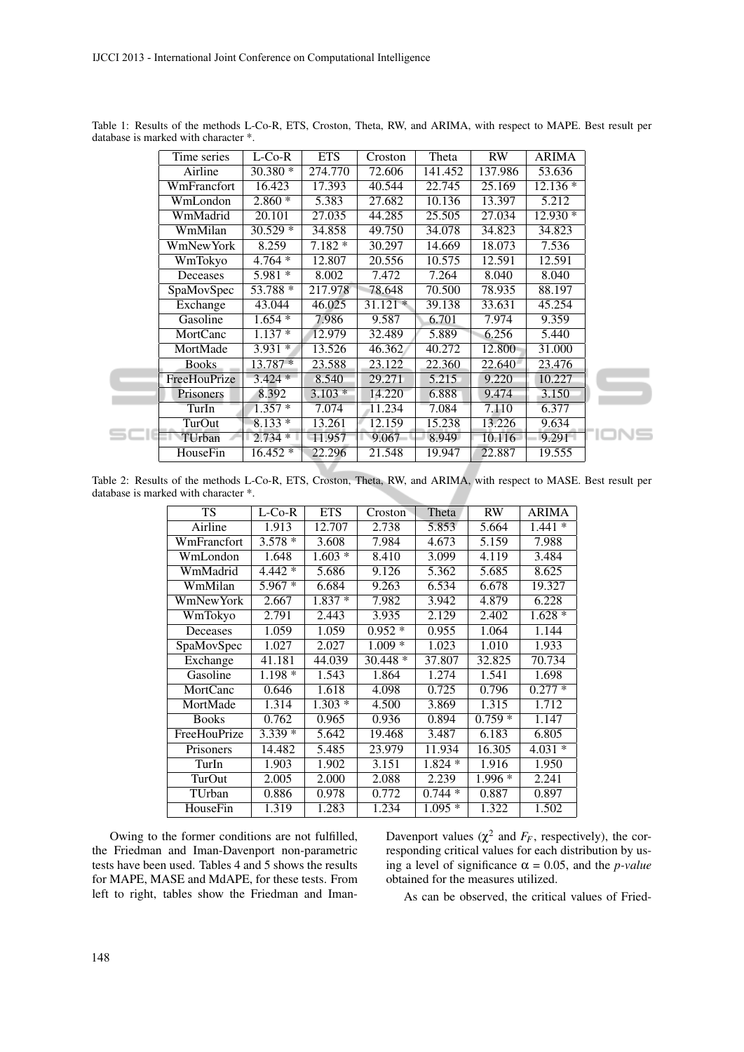Table 1: Results of the methods L-Co-R, ETS, Croston, Theta, RW, and ARIMA, with respect to MAPE. Best result per database is marked with character *.

| Time series | L-Co-R | ETS | Croston | Theta | RW | ARIMA |
|---|---|---|---|---|---|---|
| Airline | 30.380 * | 274.770 | 72.606 | 141.452 | 137.986 | 53.636 |
| WmFrancfort | 16.423 | 17.393 | 40.544 | 22.745 | 25.169 | 12.136 * |
| WmLondon | 2.860 * | 5.383 | 27.682 | 10.136 | 13.397 | 5.212 |
| WmMadrid | 20.101 | 27.035 | 44.285 | 25.505 | 27.034 | 12.930 * |
| WmMilan | 30.529 * | 34.858 | 49.750 | 34.078 | 34.823 | 34.823 |
| WmNewYork | 8.259 | 7.182 * | 30.297 | 14.669 | 18.073 | 7.536 |
| WmTokyo | 4.764 * | 12.807 | 20.556 | 10.575 | 12.591 | 12.591 |
| Deceases | 5.981 * | 8.002 | 7.472 | 7.264 | 8.040 | 8.040 |
| SpaMovSpec | 53.788 * | 217.978 | 78.648 | 70.500 | 78.935 | 88.197 |
| Exchange | 43.044 | 46.025 | 31.121 * | 39.138 | 33.631 | 45.254 |
| Gasoline | 1.654 * | 7.986 | 9.587 | 6.701 | 7.974 | 9.359 |
| MortCanc | 1.137 * | 12.979 | 32.489 | 5.889 | 6.256 | 5.440 |
| MortMade | 3.931 * | 13.526 | 46.362 | 40.272 | 12.800 | 31.000 |
| Books | 13.787 * | 23.588 | 23.122 | 22.360 | 22.640 | 23.476 |
| FreeHouPrize | 3.424 * | 8.540 | 29.271 | 5.215 | 9.220 | 10.227 |
| Prisoners | 8.392 | 3.103 * | 14.220 | 6.888 | 9.474 | 3.150 |
| TurIn | 1.357 * | 7.074 | 11.234 | 7.084 | 7.110 | 6.377 |
| TurOut | 8.133 * | 13.261 | 12.159 | 15.238 | 13.226 | 9.634 |
| TUrban | 2.734 * | 11.957 | 9.067 | 8.949 | 10.116 | 9.291 |
| HouseFin | 16.452 * | 22.296 | 21.548 | 19.947 | 22.887 | 19.555 |

Table 2: Results of the methods L-Co-R, ETS, Croston, Theta, RW, and ARIMA, with respect to MASE. Best result per database is marked with character *.

| TS | L-Co-R | ETS | Croston | Theta | RW | ARIMA |
|---|---|---|---|---|---|---|
| Airline | 1.913 | 12.707 | 2.738 | 5.853 | 5.664 | 1.441 * |
| WmFrancfort | 3.578 * | 3.608 | 7.984 | 4.673 | 5.159 | 7.988 |
| WmLondon | 1.648 | 1.603 * | 8.410 | 3.099 | 4.119 | 3.484 |
| WmMadrid | 4.442 * | 5.686 | 9.126 | 5.362 | 5.685 | 8.625 |
| WmMilan | 5.967 * | 6.684 | 9.263 | 6.534 | 6.678 | 19.327 |
| WmNewYork | 2.667 | 1.837 * | 7.982 | 3.942 | 4.879 | 6.228 |
| WmTokyo | 2.791 | 2.443 | 3.935 | 2.129 | 2.402 | 1.628 * |
| Deceases | 1.059 | 1.059 | 0.952 * | 0.955 | 1.064 | 1.144 |
| SpaMovSpec | 1.027 | 2.027 | 1.009 * | 1.023 | 1.010 | 1.933 |
| Exchange | 41.181 | 44.039 | 30.448 * | 37.807 | 32.825 | 70.734 |
| Gasoline | 1.198 * | 1.543 | 1.864 | 1.274 | 1.541 | 1.698 |
| MortCanc | 0.646 | 1.618 | 4.098 | 0.725 | 0.796 | 0.277 * |
| MortMade | 1.314 | 1.303 * | 4.500 | 3.869 | 1.315 | 1.712 |
| Books | 0.762 | 0.965 | 0.936 | 0.894 | 0.759 * | 1.147 |
| FreeHouPrize | 3.339 * | 5.642 | 19.468 | 3.487 | 6.183 | 6.805 |
| Prisoners | 14.482 | 5.485 | 23.979 | 11.934 | 16.305 | 4.031 * |
| TurIn | 1.903 | 1.902 | 3.151 | 1.824 * | 1.916 | 1.950 |
| TurOut | 2.005 | 2.000 | 2.088 | 2.239 | 1.996 * | 2.241 |
| TUrban | 0.886 | 0.978 | 0.772 | 0.744 * | 0.887 | 0.897 |
| HouseFin | 1.319 | 1.283 | 1.234 | 1.095 * | 1.322 | 1.502 |

Owing to the former conditions are not fulfilled, the Friedman and Iman-Davenport non-parametric tests have been used. Tables 4 and 5 shows the results for MAPE, MASE and MdAPE, for these tests. From left to right, tables show the Friedman and Iman-Davenport values ($\chi^2$ and $F_F$, respectively), the corresponding critical values for each distribution by using a level of significance $\alpha = 0.05$, and the *p-value* obtained for the measures utilized.

As can be observed, the critical values of Fried-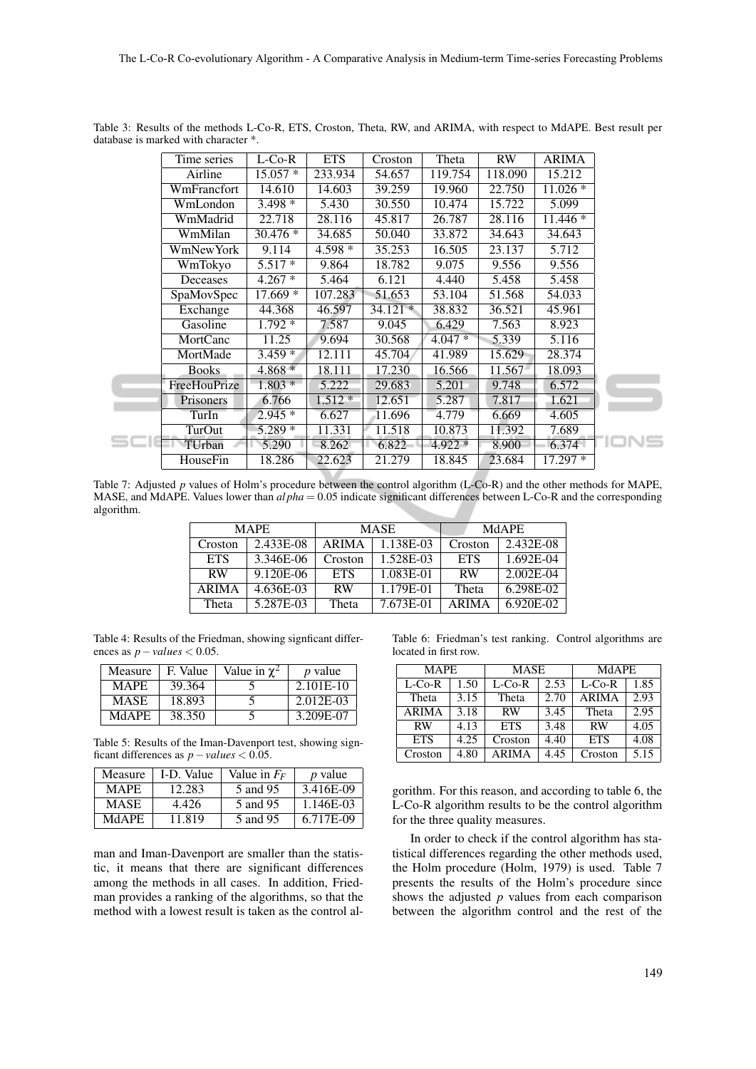Table 3: Results of the methods L-Co-R, ETS, Croston, Theta, RW, and ARIMA, with respect to MdAPE. Best result per database is marked with character *.

| Time series | L-Co-R | ETS | Croston | Theta | RW | ARIMA |
|---|---|---|---|---|---|---|
| Airline | 15.057 * | 233.934 | 54.657 | 119.754 | 118.090 | 15.212 |
| WmFrancfort | 14.610 | 14.603 | 39.259 | 19.960 | 22.750 | 11.026 * |
| WmLondon | 3.498 * | 5.430 | 30.550 | 10.474 | 15.722 | 5.099 |
| WmMadrid | 22.718 | 28.116 | 45.817 | 26.787 | 28.116 | 11.446 * |
| WmMilan | 30.476 * | 34.685 | 50.040 | 33.872 | 34.643 | 34.643 |
| WmNewYork | 9.114 | 4.598 * | 35.253 | 16.505 | 23.137 | 5.712 |
| WmTokyo | 5.517 * | 9.864 | 18.782 | 9.075 | 9.556 | 9.556 |
| Deceases | 4.267 * | 5.464 | 6.121 | 4.440 | 5.458 | 5.458 |
| SpaMovSpec | 17.669 * | 107.283 | 51.653 | 53.104 | 51.568 | 54.033 |
| Exchange | 44.368 | 46.597 | 34.121 * | 38.832 | 36.521 | 45.961 |
| Gasoline | 1.792 * | 7.587 | 9.045 | 6.429 | 7.563 | 8.923 |
| MortCanc | 11.25 | 9.694 | 30.568 | 4.047 * | 5.339 | 5.116 |
| MortMade | 3.459 * | 12.111 | 45.704 | 41.989 | 15.629 | 28.374 |
| Books | 4.868 * | 18.111 | 17.230 | 16.566 | 11.567 | 18.093 |
| FreeHouPrize | 1.803 * | 5.222 | 29.683 | 5.201 | 9.748 | 6.572 |
| Prisoners | 6.766 | 1.512 * | 12.651 | 5.287 | 7.817 | 1.621 |
| TurIn | 2.945 * | 6.627 | 11.696 | 4.779 | 6.669 | 4.605 |
| TurOut | 5.289 * | 11.331 | 11.518 | 10.873 | 11.392 | 7.689 |
| TUrban | 5.290 | 8.262 | 6.822 | 4.922 * | 8.900 | 6.374 |
| HouseFin | 18.286 | 22.623 | 21.279 | 18.845 | 23.684 | 17.297 * |

Table 7: Adjusted $p$ values of Holm's procedure between the control algorithm (L-Co-R) and the other methods for MAPE, MASE, and MdAPE. Values lower than $alpha = 0.05$ indicate significant differences between L-Co-R and the corresponding algorithm.

| MAPE | | MASE | | MdAPE | |
|---|---|---|---|---|---|
| Croston | 2.433E-08 | ARIMA | 1.138E-03 | Croston | 2.432E-08 |
| ETS | 3.346E-06 | Croston | 1.528E-03 | ETS | 1.692E-04 |
| RW | 9.120E-06 | ETS | 1.083E-01 | RW | 2.002E-04 |
| ARIMA | 4.636E-03 | RW | 1.179E-01 | Theta | 6.298E-02 |
| Theta | 5.287E-03 | Theta | 7.673E-01 | ARIMA | 6.920E-02 |

Table 4: Results of the Friedman, showing signficant differences as $p-values < 0.05$.

| Measure | F. Value | Value in $\chi^2$ | $p$ value |
|---|---|---|---|
| MAPE | 39.364 | 5 | 2.101E-10 |
| MASE | 18.893 | 5 | 2.012E-03 |
| MdAPE | 38.350 | 5 | 3.209E-07 |

Table 5: Results of the Iman-Davenport test, showing signficant differences as $p-values < 0.05$.

| Measure | I-D. Value | Value in $F_F$ | $p$ value |
|---|---|---|---|
| MAPE | 12.283 | 5 and 95 | 3.416E-09 |
| MASE | 4.426 | 5 and 95 | 1.146E-03 |
| MdAPE | 11.819 | 5 and 95 | 6.717E-09 |

man and Iman-Davenport are smaller than the statistic, it means that there are significant differences among the methods in all cases. In addition, Friedman provides a ranking of the algorithms, so that the method with a lowest result is taken as the control algorithm. For this reason, and according to table 6, the L-Co-R algorithm results to be the control algorithm for the three quality measures.

Table 6: Friedman's test ranking. Control algorithms are located in first row.

| MAPE | | MASE | | MdAPE | |
|---|---|---|---|---|---|
| L-Co-R | 1.50 | L-Co-R | 2.53 | L-Co-R | 1.85 |
| Theta | 3.15 | Theta | 2.70 | ARIMA | 2.93 |
| ARIMA | 3.18 | RW | 3.45 | Theta | 2.95 |
| RW | 4.13 | ETS | 3.48 | RW | 4.05 |
| ETS | 4.25 | Croston | 4.40 | ETS | 4.08 |
| Croston | 4.80 | ARIMA | 4.45 | Croston | 5.15 |

In order to check if the control algorithm has statistical differences regarding the other methods used, the Holm procedure (Holm, 1979) is used. Table 7 presents the results of the Holm's procedure since shows the adjusted $p$ values from each comparison between the algorithm control and the rest of the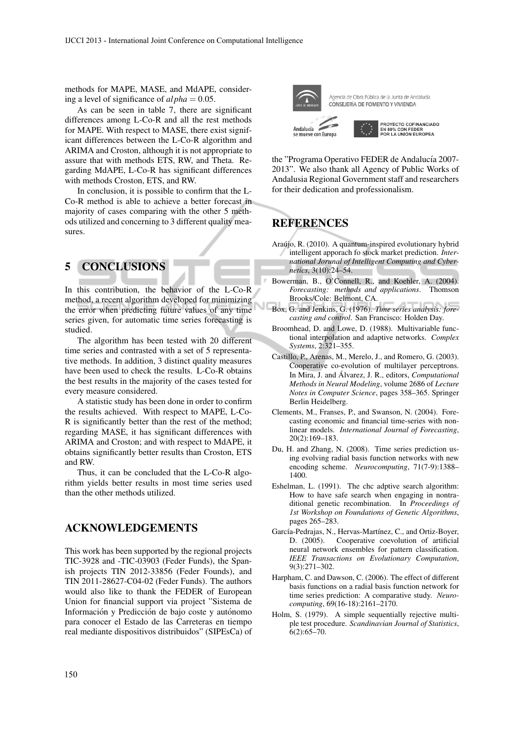methods for MAPE, MASE, and MdAPE, considering a level of significance of $alpha = 0.05$.

As can be seen in table 7, there are significant differences among L-Co-R and all the rest methods for MAPE. With respect to MASE, there exist significant differences between the L-Co-R algorithm and ARIMA and Croston, although it is not appropriate to assure that with methods ETS, RW, and Theta. Regarding MdAPE, L-Co-R has significant differences with methods Croston, ETS, and RW.

In conclusion, it is possible to confirm that the L-Co-R method is able to achieve a better forecast in majority of cases comparing with the other 5 methods utilized and concerning to 3 different quality measures.

## 5 CONCLUSIONS

In this contribution, the behavior of the L-Co-R method, a recent algorithm developed for minimizing the error when predicting future values of any time series given, for automatic time series forecasting is studied.

The algorithm has been tested with 20 different time series and contrasted with a set of 5 representative methods. In addition, 3 distinct quality measures have been used to check the results. L-Co-R obtains the best results in the majority of the cases tested for every measure considered.

A statistic study has been done in order to confirm the results achieved. With respect to MAPE, L-Co-R is significantly better than the rest of the method; regarding MASE, it has significant differences with ARIMA and Croston; and with respect to MdAPE, it obtains significantly better results than Croston, ETS and RW.

Thus, it can be concluded that the L-Co-R algorithm yields better results in most time series used than the other methods utilized.

## ACKNOWLEDGEMENTS

This work has been supported by the regional projects TIC-3928 and -TIC-03903 (Feder Funds), the Spanish projects TIN 2012-33856 (Feder Founds), and TIN 2011-28627-C04-02 (Feder Funds). The authors would also like to thank the FEDER of European Union for financial support via project "Sistema de Información y Predicción de bajo coste y autónomo para conocer el Estado de las Carreteras en tiempo real mediante dispositivos distribuidos" (SIPEsCa) of

Agencia de Obra Pública de la Junta de Andalucía
CONSEJERÍA DE FOMENTO Y VIVIENDA

Andalucía se mueve con Europa

PROYECTO COFINANCIADO EN 80% CON FEDER POR LA UNIÓN EUROPEA

the "Programa Operativo FEDER de Andalucía 2007-2013". We also thank all Agency of Public Works of Andalusia Regional Government staff and researchers for their dedication and professionalism.

## REFERENCES

Araújo, R. (2010). A quantum-inspired evolutionary hybrid intelligent apporach fo stock market prediction. *International Jorunal of Intelligent Computing and Cybernetics*, 3(10):24–54.

Bowerman, B., O'Connell, R., and Koehler, A. (2004). *Forecasting: methods and applications*. Thomson Brooks/Cole: Belmont, CA.

Box, G. and Jenkins, G. (1976). *Time series analysis: forecasting and control*. San Francisco: Holden Day.

Broomhead, D. and Lowe, D. (1988). Multivariable functional interpolation and adaptive networks. *Complex Systems*, 2:321–355.

Castillo, P., Arenas, M., Merelo, J., and Romero, G. (2003). Cooperative co-evolution of multilayer perceptrons. In Mira, J. and Álvarez, J. R., editors, *Computational Methods in Neural Modeling*, volume 2686 of *Lecture Notes in Computer Science*, pages 358–365. Springer Berlin Heidelberg.

Clements, M., Franses, P., and Swanson, N. (2004). Forecasting economic and financial time-series with nonlinear models. *International Journal of Forecasting*, 20(2):169–183.

Du, H. and Zhang, N. (2008). Time series prediction using evolving radial basis function networks with new encoding scheme. *Neurocomputing*, 71(7-9):1388–1400.

Eshelman, L. (1991). The chc adptive search algorithm: How to have safe search when engaging in nontraditional genetic recombination. In *Proceedings of 1st Workshop on Foundations of Genetic Algorithms*, pages 265–283.

García-Pedrajas, N., Hervas-Martínez, C., and Ortiz-Boyer, D. (2005). Cooperative coevolution of artificial neural network ensembles for pattern classification. *IEEE Transactions on Evolutionary Computation*, 9(3):271–302.

Harpham, C. and Dawson, C. (2006). The effect of different basis functions on a radial basis function network for time series prediction: A comparative study. *Neurocomputing*, 69(16-18):2161–2170.

Holm, S. (1979). A simple sequentially rejective multiple test procedure. *Scandinavian Journal of Statistics*, 6(2):65–70.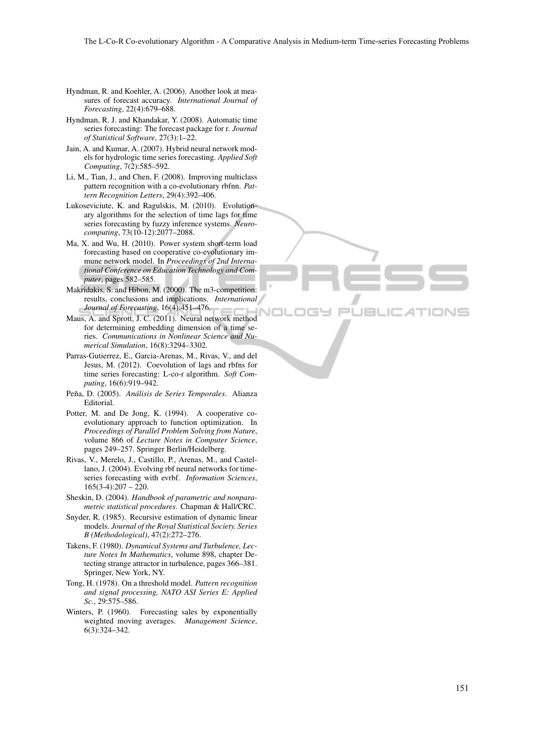Hyndman, R. and Koehler, A. (2006). Another look at measures of forecast accuracy. *International Journal of Forecasting*, 22(4):679–688.

Hyndman, R. J. and Khandakar, Y. (2008). Automatic time series forecasting: The forecast package for r. *Journal of Statistical Software*, 27(3):1–22.

Jain, A. and Kumar, A. (2007). Hybrid neural network models for hydrologic time series forecasting. *Applied Soft Computing*, 7(2):585–592.

Li, M., Tian, J., and Chen, F. (2008). Improving multiclass pattern recognition with a co-evolutionary rbfnn. *Pattern Recognition Letters*, 29(4):392–406.

Lukoseviciute, K. and Ragulskis, M. (2010). Evolutionary algorithms for the selection of time lags for time series forecasting by fuzzy inference systems. *Neurocomputing*, 73(10-12):2077–2088.

Ma, X. and Wu, H. (2010). Power system short-term load forecasting based on cooperative co-evolutionary immune network model. In *Proceedings of 2nd International Conference on Education Technology and Computer*, pages 582–585.

Makridakis, S. and Hibon, M. (2000). The m3-competition: results, conclusions and implications. *International Journal of Forecasting*, 16(4):451–476.

Maus, A. and Sprott, J. C. (2011). Neural network method for determining embedding dimension of a time series. *Communications in Nonlinear Science and Numerical Simulation*, 16(8):3294–3302.

Parras-Gutierrez, E., Garcia-Arenas, M., Rivas, V., and del Jesus, M. (2012). Coevolution of lags and rbfns for time series forecasting: L-co-r algorithm. *Soft Computing*, 16(6):919–942.

Peña, D. (2005). *Análisis de Series Temporales*. Alianza Editorial.

Potter, M. and De Jong, K. (1994). A cooperative coevolutionary approach to function optimization. In *Proceedings of Parallel Problem Solving from Nature*, volume 866 of *Lecture Notes in Computer Science*, pages 249–257. Springer Berlin/Heidelberg.

Rivas, V., Merelo, J., Castillo, P., Arenas, M., and Castellano, J. (2004). Evolving rbf neural networks for time-series forecasting with evrbf. *Information Sciences*, 165(3-4):207 – 220.

Sheskin, D. (2004). *Handbook of parametric and nonparametric statistical procedures*. Chapman & Hall/CRC.

Snyder, R. (1985). Recursive estimation of dynamic linear models. *Journal of the Royal Statistical Society. Series B (Methodological)*, 47(2):272–276.

Takens, F. (1980). *Dynamical Systems and Turbulence, Lecture Notes In Mathematics*, volume 898, chapter Detecting strange attractor in turbulence, pages 366–381. Springer, New York, NY.

Tong, H. (1978). On a threshold model. *Pattern recognition and signal processing, NATO ASI Series E: Applied Sc.*, 29:575–586.

Winters, P. (1960). Forecasting sales by exponentially weighted moving averages. *Management Science*, 6(3):324–342.